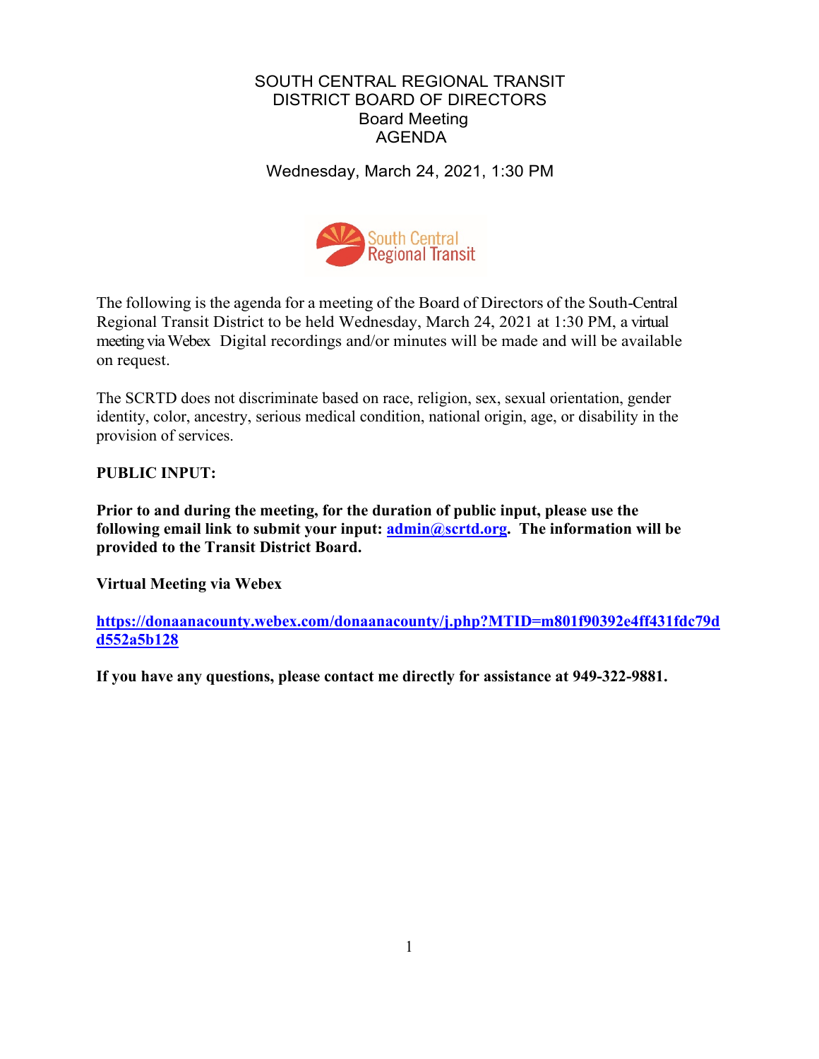# SOUTH CENTRAL REGIONAL TRANSIT DISTRICT BOARD OF DIRECTORS
## Board Meeting
## AGENDA

Wednesday, March 24, 2021, 1:30 PM

South Central Regional Transit

The following is the agenda for a meeting of the Board of Directors of the South-Central Regional Transit District to be held Wednesday, March 24, 2021 at 1:30 PM, a virtual meeting via Webex Digital recordings and/or minutes will be made and will be available on request.

The SCRTD does not discriminate based on race, religion, sex, sexual orientation, gender identity, color, ancestry, serious medical condition, national origin, age, or disability in the provision of services.

**PUBLIC INPUT:**

**Prior to and during the meeting, for the duration of public input, please use the following email link to submit your input: admin@scrtd.org. The information will be provided to the Transit District Board.**

**Virtual Meeting via Webex**

**https://donaanacounty.webex.com/donaanacounty/j.php?MTID=m801f90392e4ff431fdc79dd552a5b128**

**If you have any questions, please contact me directly for assistance at 949-322-9881.**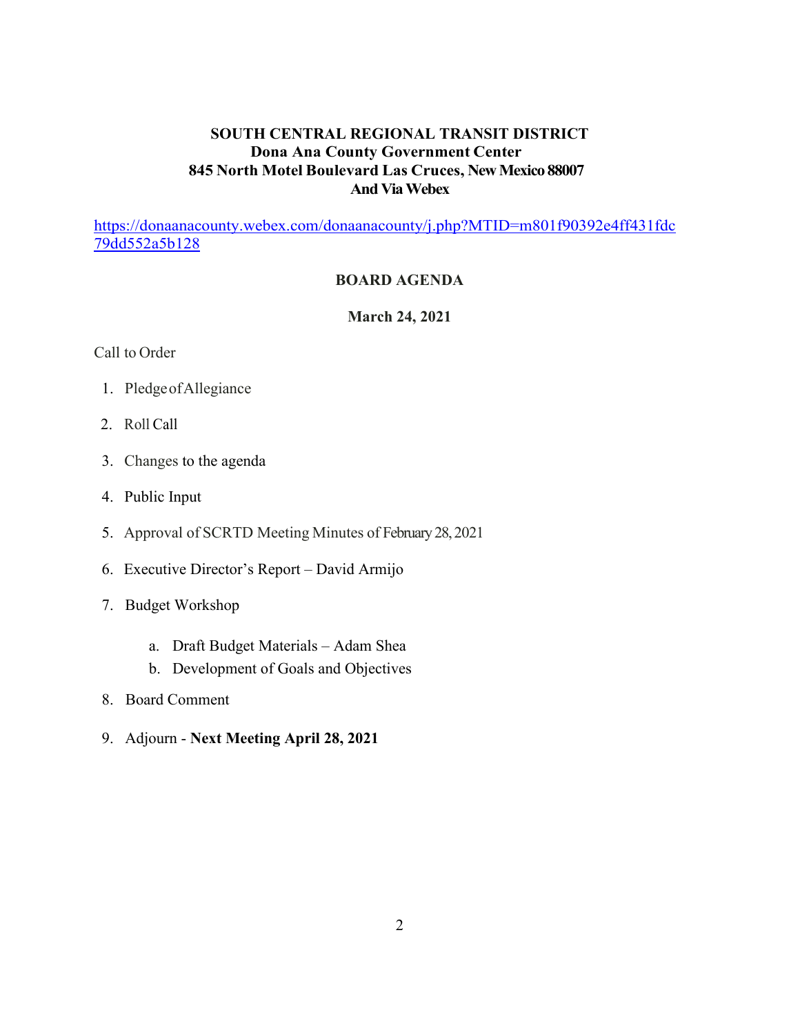**SOUTH CENTRAL REGIONAL TRANSIT DISTRICT**
**Dona Ana County Government Center**
**845 North Motel Boulevard Las Cruces, New Mexico 88007**
**And Via Webex**

https://donaanacounty.webex.com/donaanacounty/j.php?MTID=m801f90392e4ff431fdc79dd552a5b128

## BOARD AGENDA

**March 24, 2021**

Call to Order

1. Pledge of Allegiance
2. Roll Call
3. Changes to the agenda
4. Public Input
5. Approval of SCRTD Meeting Minutes of February 28, 2021
6. Executive Director's Report – David Armijo
7. Budget Workshop
    a. Draft Budget Materials – Adam Shea
    b. Development of Goals and Objectives
8. Board Comment
9. Adjourn - **Next Meeting April 28, 2021**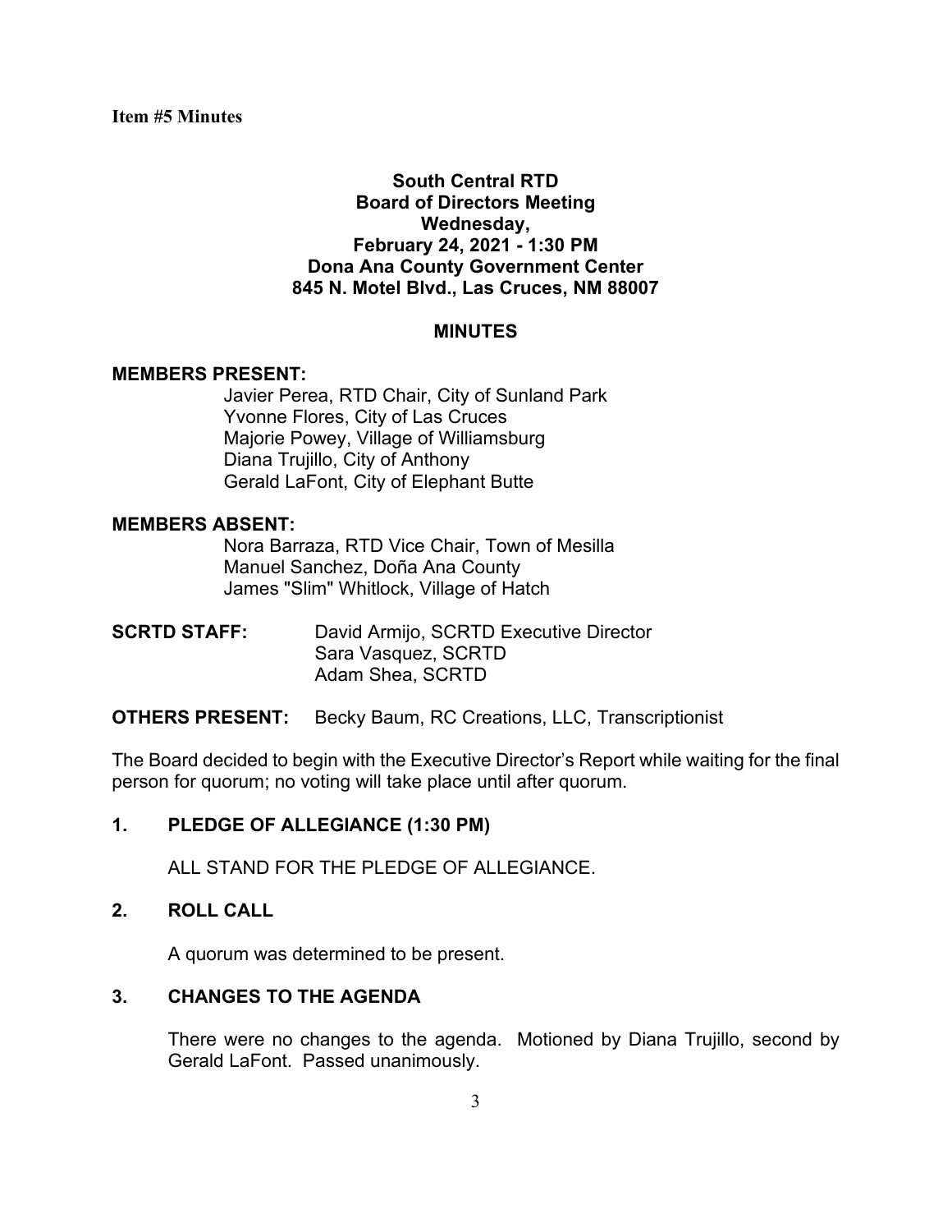**Item #5 Minutes**

**South Central RTD**
**Board of Directors Meeting**
**Wednesday,**
**February 24, 2021 - 1:30 PM**
**Dona Ana County Government Center**
**845 N. Motel Blvd., Las Cruces, NM 88007**

**MINUTES**

**MEMBERS PRESENT:**

Javier Perea, RTD Chair, City of Sunland Park
Yvonne Flores, City of Las Cruces
Majorie Powey, Village of Williamsburg
Diana Trujillo, City of Anthony
Gerald LaFont, City of Elephant Butte

**MEMBERS ABSENT:**

Nora Barraza, RTD Vice Chair, Town of Mesilla
Manuel Sanchez, Doña Ana County
James "Slim" Whitlock, Village of Hatch

**SCRTD STAFF:** David Armijo, SCRTD Executive Director
Sara Vasquez, SCRTD
Adam Shea, SCRTD

**OTHERS PRESENT:** Becky Baum, RC Creations, LLC, Transcriptionist

The Board decided to begin with the Executive Director's Report while waiting for the final person for quorum; no voting will take place until after quorum.

**1. PLEDGE OF ALLEGIANCE (1:30 PM)**

ALL STAND FOR THE PLEDGE OF ALLEGIANCE.

**2. ROLL CALL**

A quorum was determined to be present.

**3. CHANGES TO THE AGENDA**

There were no changes to the agenda. Motioned by Diana Trujillo, second by Gerald LaFont. Passed unanimously.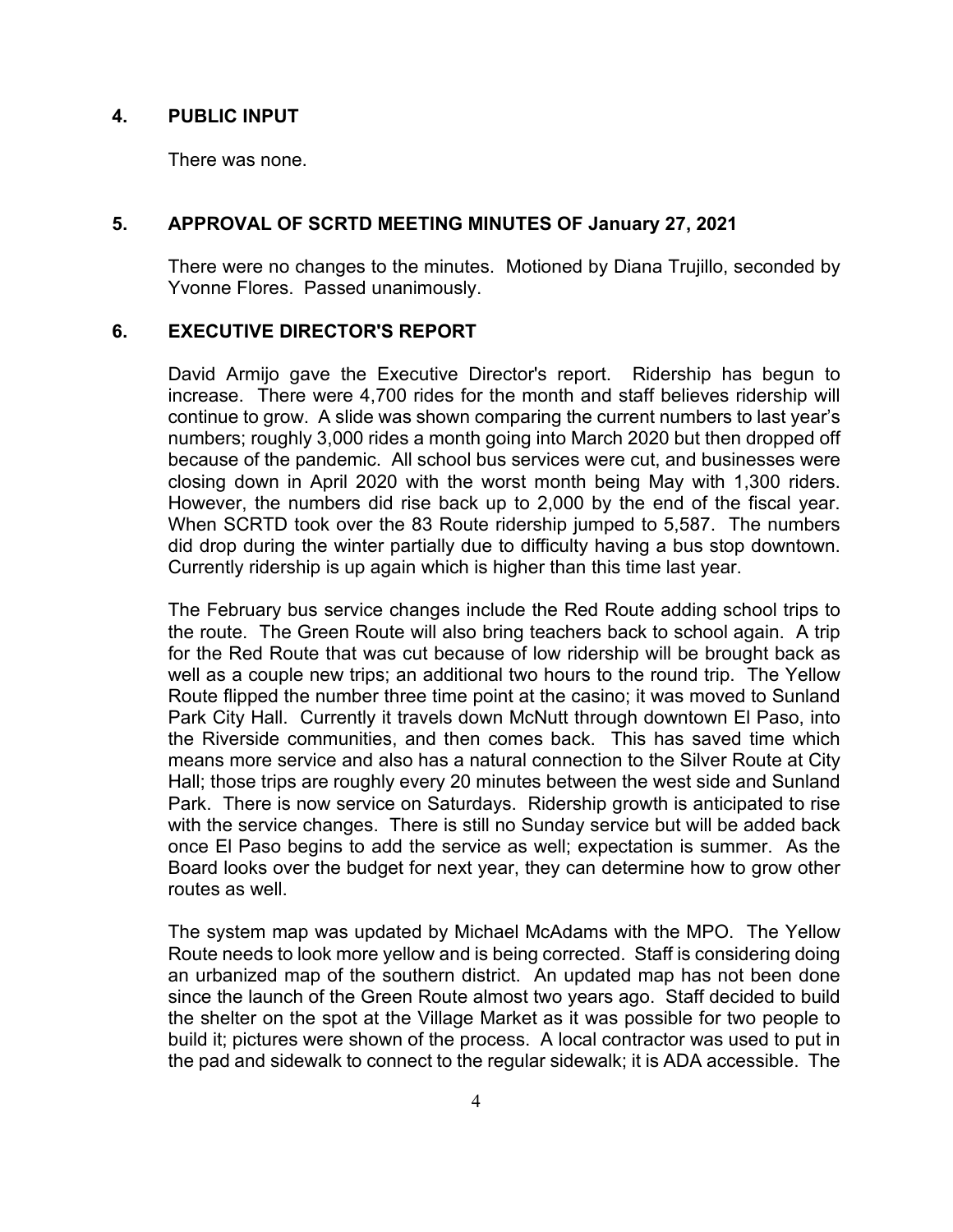## 4. PUBLIC INPUT

There was none.

## 5. APPROVAL OF SCRTD MEETING MINUTES OF January 27, 2021

There were no changes to the minutes. Motioned by Diana Trujillo, seconded by Yvonne Flores. Passed unanimously.

## 6. EXECUTIVE DIRECTOR'S REPORT

David Armijo gave the Executive Director's report. Ridership has begun to increase. There were 4,700 rides for the month and staff believes ridership will continue to grow. A slide was shown comparing the current numbers to last year's numbers; roughly 3,000 rides a month going into March 2020 but then dropped off because of the pandemic. All school bus services were cut, and businesses were closing down in April 2020 with the worst month being May with 1,300 riders. However, the numbers did rise back up to 2,000 by the end of the fiscal year. When SCRTD took over the 83 Route ridership jumped to 5,587. The numbers did drop during the winter partially due to difficulty having a bus stop downtown. Currently ridership is up again which is higher than this time last year.

The February bus service changes include the Red Route adding school trips to the route. The Green Route will also bring teachers back to school again. A trip for the Red Route that was cut because of low ridership will be brought back as well as a couple new trips; an additional two hours to the round trip. The Yellow Route flipped the number three time point at the casino; it was moved to Sunland Park City Hall. Currently it travels down McNutt through downtown El Paso, into the Riverside communities, and then comes back. This has saved time which means more service and also has a natural connection to the Silver Route at City Hall; those trips are roughly every 20 minutes between the west side and Sunland Park. There is now service on Saturdays. Ridership growth is anticipated to rise with the service changes. There is still no Sunday service but will be added back once El Paso begins to add the service as well; expectation is summer. As the Board looks over the budget for next year, they can determine how to grow other routes as well.

The system map was updated by Michael McAdams with the MPO. The Yellow Route needs to look more yellow and is being corrected. Staff is considering doing an urbanized map of the southern district. An updated map has not been done since the launch of the Green Route almost two years ago. Staff decided to build the shelter on the spot at the Village Market as it was possible for two people to build it; pictures were shown of the process. A local contractor was used to put in the pad and sidewalk to connect to the regular sidewalk; it is ADA accessible. The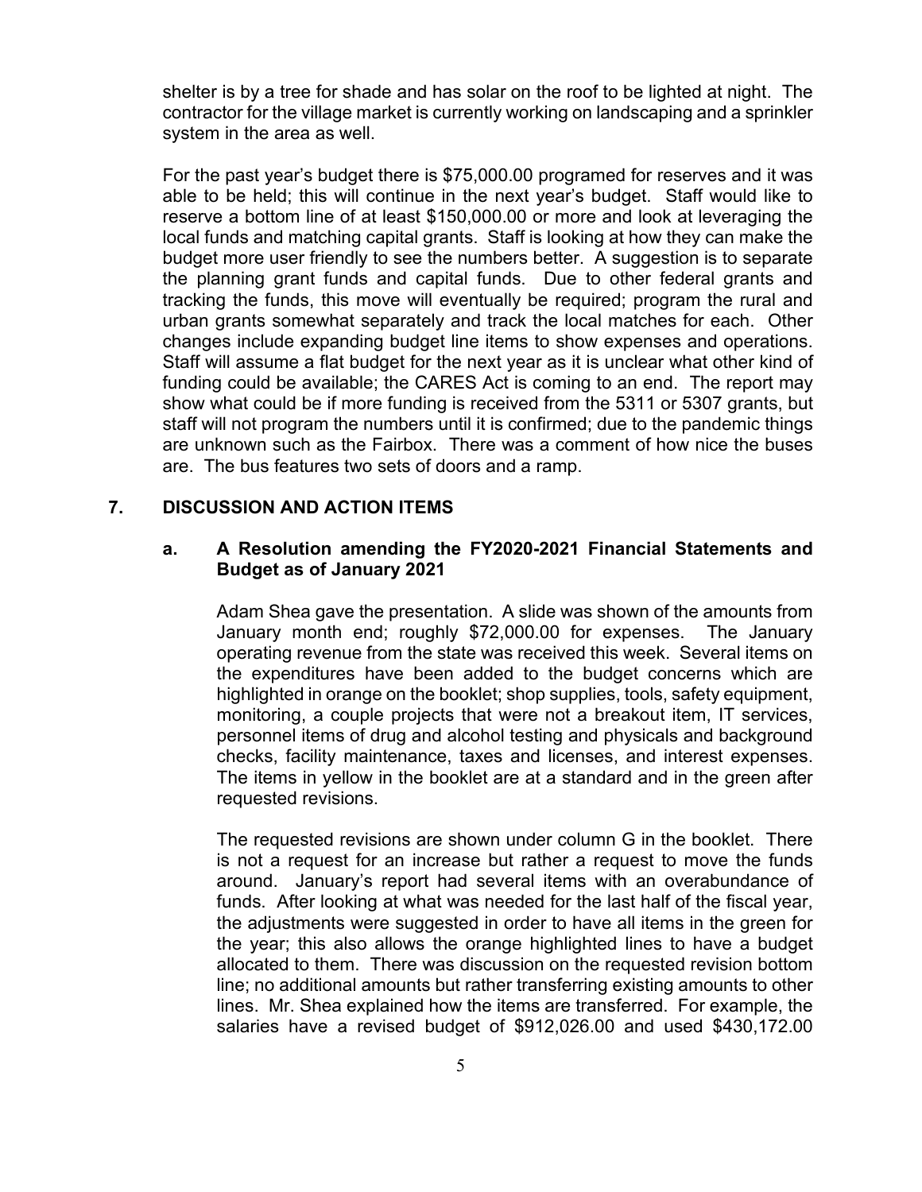shelter is by a tree for shade and has solar on the roof to be lighted at night. The contractor for the village market is currently working on landscaping and a sprinkler system in the area as well.

For the past year's budget there is $75,000.00 programed for reserves and it was able to be held; this will continue in the next year's budget. Staff would like to reserve a bottom line of at least $150,000.00 or more and look at leveraging the local funds and matching capital grants. Staff is looking at how they can make the budget more user friendly to see the numbers better. A suggestion is to separate the planning grant funds and capital funds. Due to other federal grants and tracking the funds, this move will eventually be required; program the rural and urban grants somewhat separately and track the local matches for each. Other changes include expanding budget line items to show expenses and operations. Staff will assume a flat budget for the next year as it is unclear what other kind of funding could be available; the CARES Act is coming to an end. The report may show what could be if more funding is received from the 5311 or 5307 grants, but staff will not program the numbers until it is confirmed; due to the pandemic things are unknown such as the Fairbox. There was a comment of how nice the buses are. The bus features two sets of doors and a ramp.

## 7. DISCUSSION AND ACTION ITEMS

### a. A Resolution amending the FY2020-2021 Financial Statements and Budget as of January 2021

Adam Shea gave the presentation. A slide was shown of the amounts from January month end; roughly $72,000.00 for expenses. The January operating revenue from the state was received this week. Several items on the expenditures have been added to the budget concerns which are highlighted in orange on the booklet; shop supplies, tools, safety equipment, monitoring, a couple projects that were not a breakout item, IT services, personnel items of drug and alcohol testing and physicals and background checks, facility maintenance, taxes and licenses, and interest expenses. The items in yellow in the booklet are at a standard and in the green after requested revisions.

The requested revisions are shown under column G in the booklet. There is not a request for an increase but rather a request to move the funds around. January's report had several items with an overabundance of funds. After looking at what was needed for the last half of the fiscal year, the adjustments were suggested in order to have all items in the green for the year; this also allows the orange highlighted lines to have a budget allocated to them. There was discussion on the requested revision bottom line; no additional amounts but rather transferring existing amounts to other lines. Mr. Shea explained how the items are transferred. For example, the salaries have a revised budget of $912,026.00 and used $430,172.00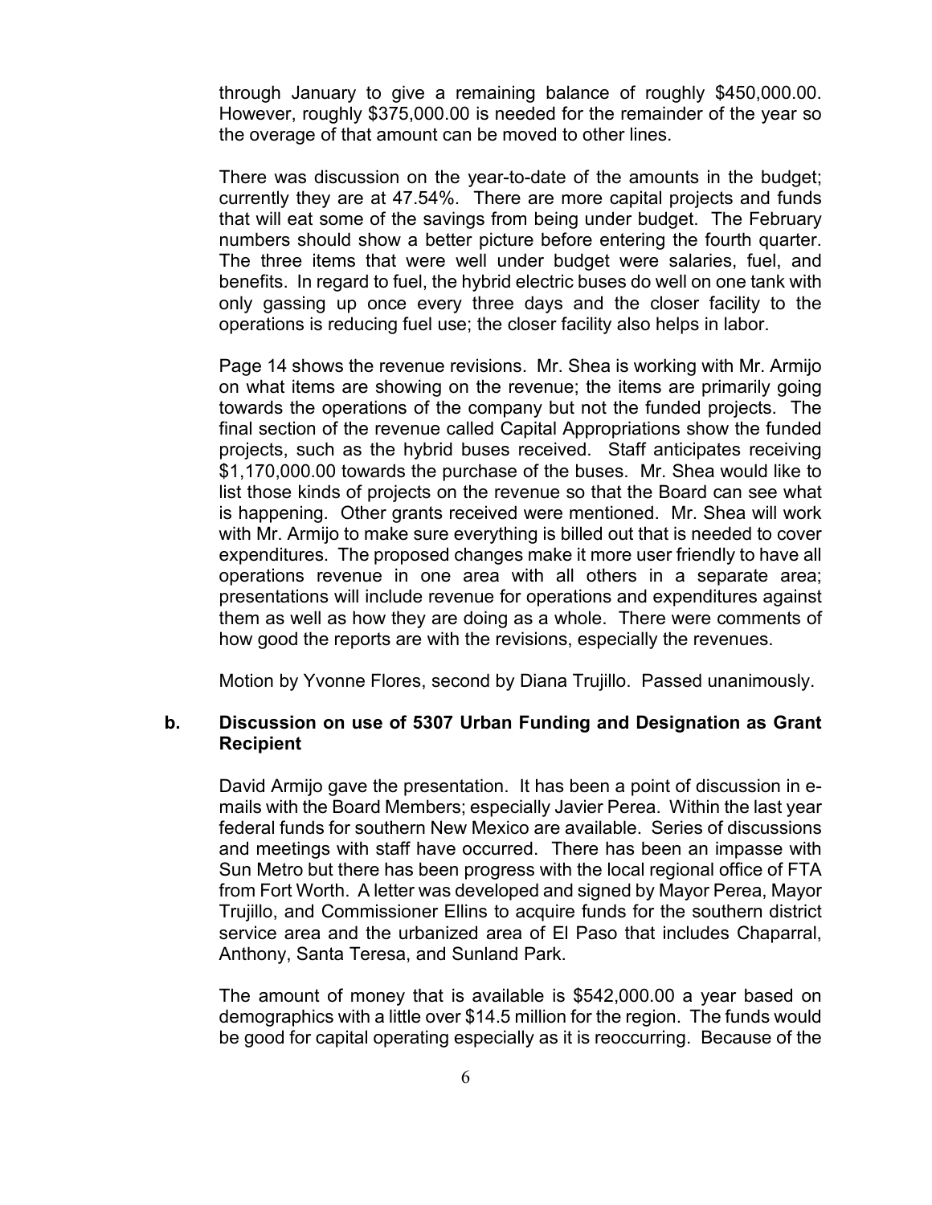through January to give a remaining balance of roughly $450,000.00. However, roughly $375,000.00 is needed for the remainder of the year so the overage of that amount can be moved to other lines.

There was discussion on the year-to-date of the amounts in the budget; currently they are at 47.54%. There are more capital projects and funds that will eat some of the savings from being under budget. The February numbers should show a better picture before entering the fourth quarter. The three items that were well under budget were salaries, fuel, and benefits. In regard to fuel, the hybrid electric buses do well on one tank with only gassing up once every three days and the closer facility to the operations is reducing fuel use; the closer facility also helps in labor.

Page 14 shows the revenue revisions. Mr. Shea is working with Mr. Armijo on what items are showing on the revenue; the items are primarily going towards the operations of the company but not the funded projects. The final section of the revenue called Capital Appropriations show the funded projects, such as the hybrid buses received. Staff anticipates receiving $1,170,000.00 towards the purchase of the buses. Mr. Shea would like to list those kinds of projects on the revenue so that the Board can see what is happening. Other grants received were mentioned. Mr. Shea will work with Mr. Armijo to make sure everything is billed out that is needed to cover expenditures. The proposed changes make it more user friendly to have all operations revenue in one area with all others in a separate area; presentations will include revenue for operations and expenditures against them as well as how they are doing as a whole. There were comments of how good the reports are with the revisions, especially the revenues.

Motion by Yvonne Flores, second by Diana Trujillo. Passed unanimously.

**b. Discussion on use of 5307 Urban Funding and Designation as Grant Recipient**

David Armijo gave the presentation. It has been a point of discussion in e-mails with the Board Members; especially Javier Perea. Within the last year federal funds for southern New Mexico are available. Series of discussions and meetings with staff have occurred. There has been an impasse with Sun Metro but there has been progress with the local regional office of FTA from Fort Worth. A letter was developed and signed by Mayor Perea, Mayor Trujillo, and Commissioner Ellins to acquire funds for the southern district service area and the urbanized area of El Paso that includes Chaparral, Anthony, Santa Teresa, and Sunland Park.

The amount of money that is available is $542,000.00 a year based on demographics with a little over $14.5 million for the region. The funds would be good for capital operating especially as it is reoccurring. Because of the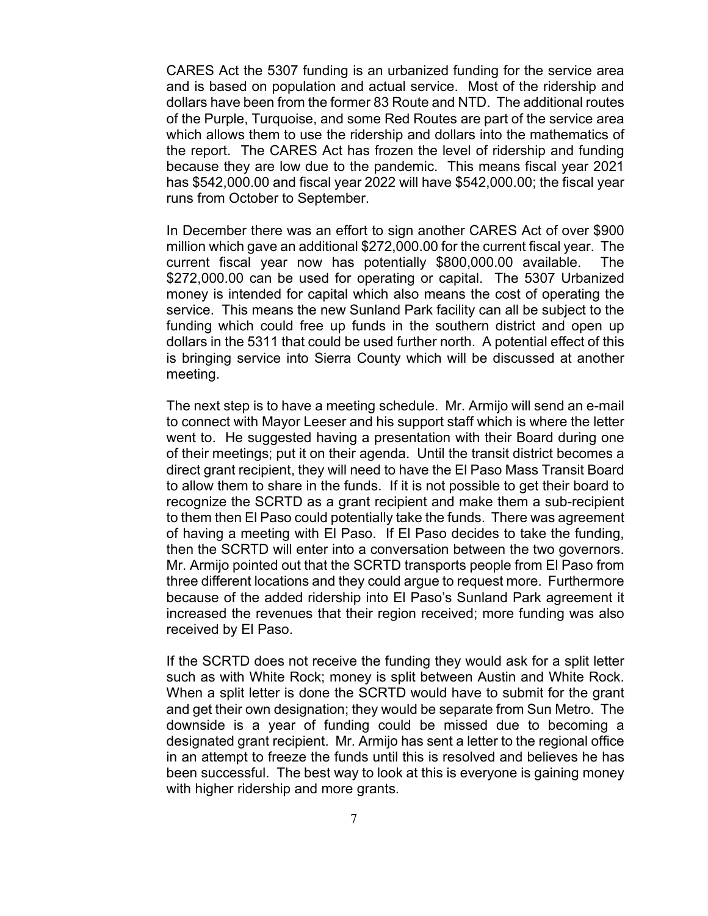CARES Act the 5307 funding is an urbanized funding for the service area and is based on population and actual service. Most of the ridership and dollars have been from the former 83 Route and NTD. The additional routes of the Purple, Turquoise, and some Red Routes are part of the service area which allows them to use the ridership and dollars into the mathematics of the report. The CARES Act has frozen the level of ridership and funding because they are low due to the pandemic. This means fiscal year 2021 has $542,000.00 and fiscal year 2022 will have $542,000.00; the fiscal year runs from October to September.

In December there was an effort to sign another CARES Act of over $900 million which gave an additional $272,000.00 for the current fiscal year. The current fiscal year now has potentially $800,000.00 available. The $272,000.00 can be used for operating or capital. The 5307 Urbanized money is intended for capital which also means the cost of operating the service. This means the new Sunland Park facility can all be subject to the funding which could free up funds in the southern district and open up dollars in the 5311 that could be used further north. A potential effect of this is bringing service into Sierra County which will be discussed at another meeting.

The next step is to have a meeting schedule. Mr. Armijo will send an e-mail to connect with Mayor Leeser and his support staff which is where the letter went to. He suggested having a presentation with their Board during one of their meetings; put it on their agenda. Until the transit district becomes a direct grant recipient, they will need to have the El Paso Mass Transit Board to allow them to share in the funds. If it is not possible to get their board to recognize the SCRTD as a grant recipient and make them a sub-recipient to them then El Paso could potentially take the funds. There was agreement of having a meeting with El Paso. If El Paso decides to take the funding, then the SCRTD will enter into a conversation between the two governors. Mr. Armijo pointed out that the SCRTD transports people from El Paso from three different locations and they could argue to request more. Furthermore because of the added ridership into El Paso's Sunland Park agreement it increased the revenues that their region received; more funding was also received by El Paso.

If the SCRTD does not receive the funding they would ask for a split letter such as with White Rock; money is split between Austin and White Rock. When a split letter is done the SCRTD would have to submit for the grant and get their own designation; they would be separate from Sun Metro. The downside is a year of funding could be missed due to becoming a designated grant recipient. Mr. Armijo has sent a letter to the regional office in an attempt to freeze the funds until this is resolved and believes he has been successful. The best way to look at this is everyone is gaining money with higher ridership and more grants.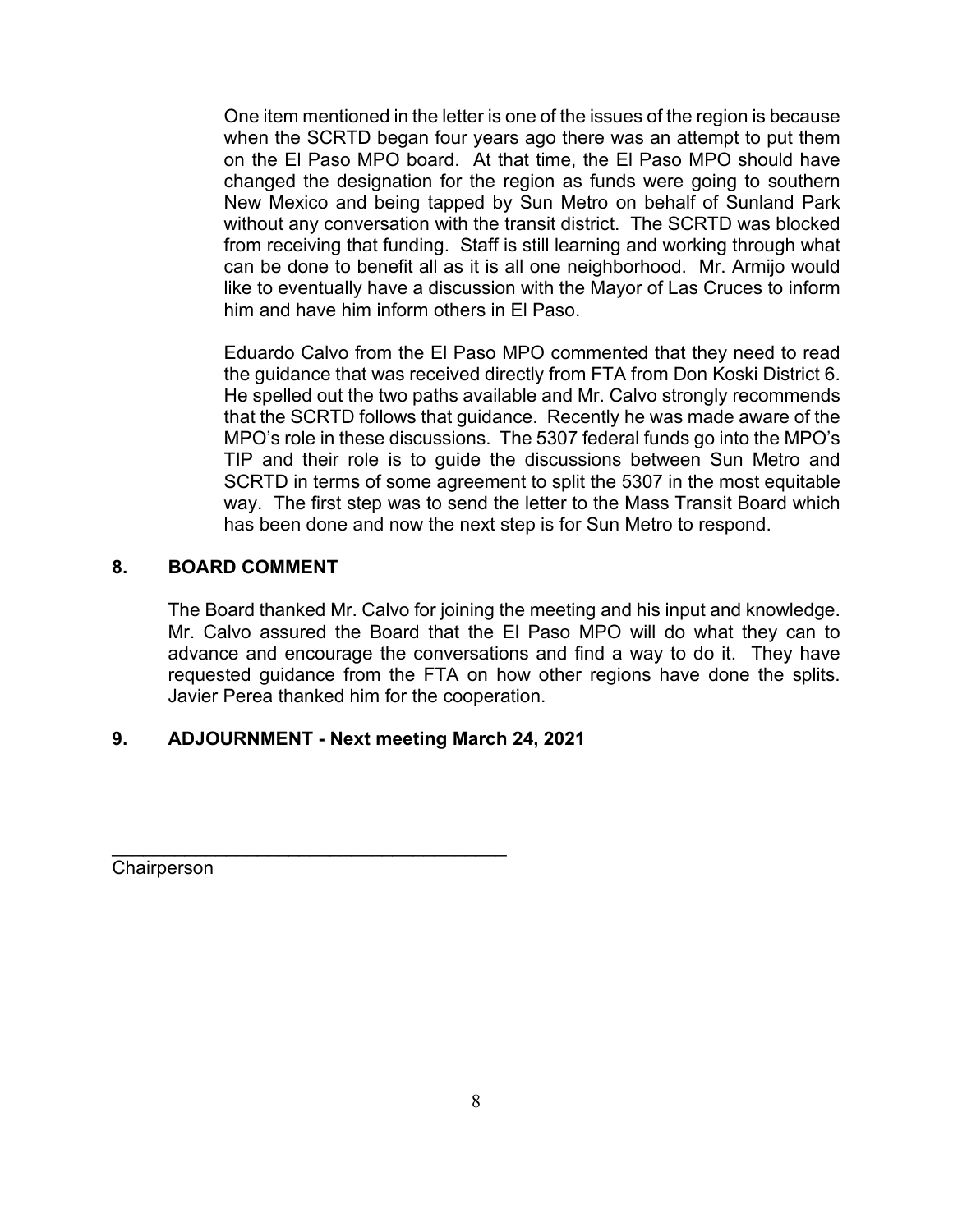One item mentioned in the letter is one of the issues of the region is because when the SCRTD began four years ago there was an attempt to put them on the El Paso MPO board. At that time, the El Paso MPO should have changed the designation for the region as funds were going to southern New Mexico and being tapped by Sun Metro on behalf of Sunland Park without any conversation with the transit district. The SCRTD was blocked from receiving that funding. Staff is still learning and working through what can be done to benefit all as it is all one neighborhood. Mr. Armijo would like to eventually have a discussion with the Mayor of Las Cruces to inform him and have him inform others in El Paso.

Eduardo Calvo from the El Paso MPO commented that they need to read the guidance that was received directly from FTA from Don Koski District 6. He spelled out the two paths available and Mr. Calvo strongly recommends that the SCRTD follows that guidance. Recently he was made aware of the MPO's role in these discussions. The 5307 federal funds go into the MPO's TIP and their role is to guide the discussions between Sun Metro and SCRTD in terms of some agreement to split the 5307 in the most equitable way. The first step was to send the letter to the Mass Transit Board which has been done and now the next step is for Sun Metro to respond.

## 8. BOARD COMMENT

The Board thanked Mr. Calvo for joining the meeting and his input and knowledge. Mr. Calvo assured the Board that the El Paso MPO will do what they can to advance and encourage the conversations and find a way to do it. They have requested guidance from the FTA on how other regions have done the splits. Javier Perea thanked him for the cooperation.

## 9. ADJOURNMENT - Next meeting March 24, 2021

\_\_\_\_\_\_\_\_\_\_\_\_\_\_\_\_\_\_\_\_\_\_\_\_\_\_\_\_\_\_\_\_\_\_\_\_\_\_\_

Chairperson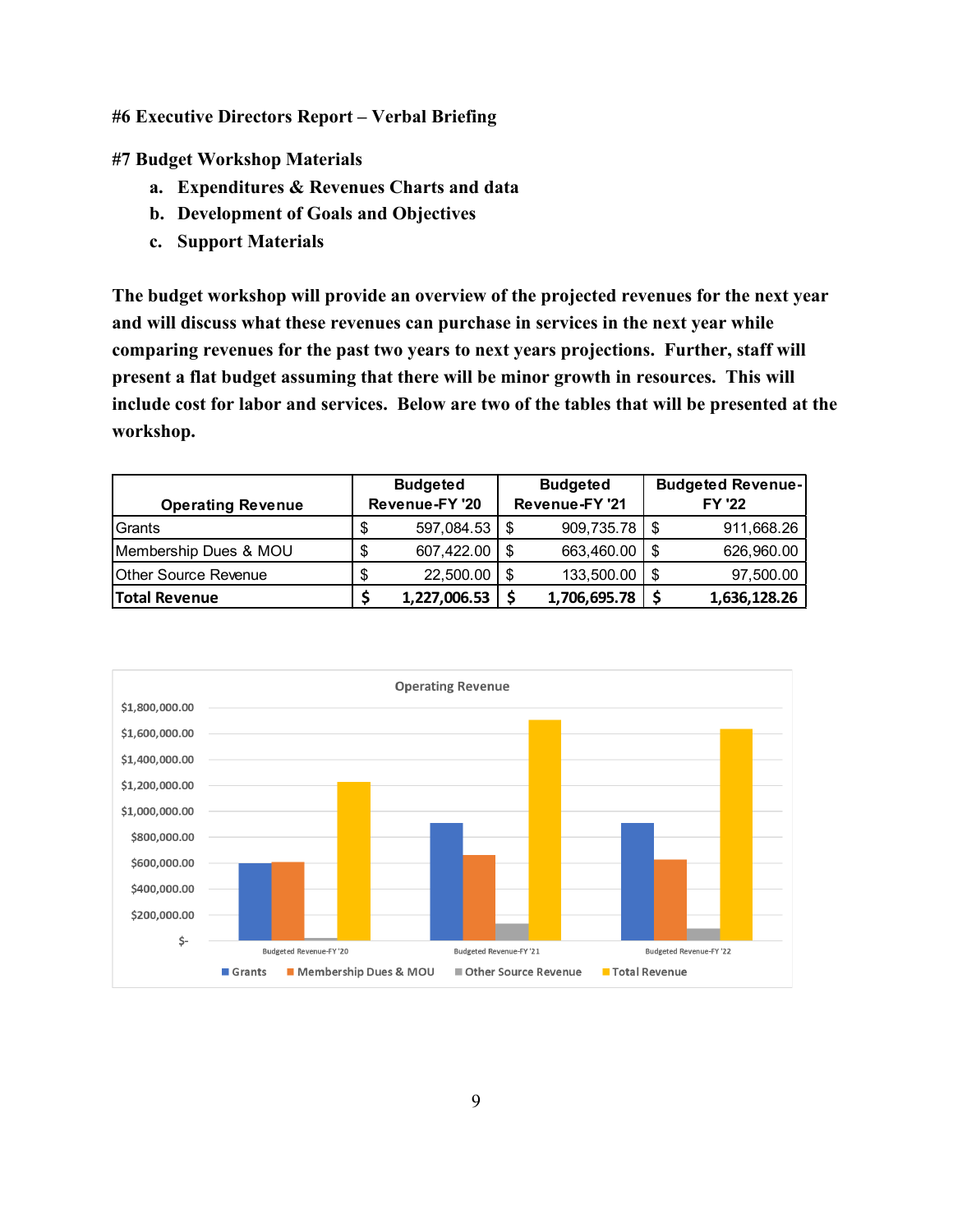**#6 Executive Directors Report – Verbal Briefing**

**#7 Budget Workshop Materials**

a. **Expenditures & Revenues Charts and data**
b. **Development of Goals and Objectives**
c. **Support Materials**

**The budget workshop will provide an overview of the projected revenues for the next year and will discuss what these revenues can purchase in services in the next year while comparing revenues for the past two years to next years projections. Further, staff will present a flat budget assuming that there will be minor growth in resources. This will include cost for labor and services. Below are two of the tables that will be presented at the workshop.**

| Operating Revenue | Budgeted Revenue-FY '20 | Budgeted Revenue-FY '21 | Budgeted Revenue-FY '22 |
|---|---|---|---|
| Grants | $ 597,084.53 | $ 909,735.78 | $ 911,668.26 |
| Membership Dues & MOU | $ 607,422.00 | $ 663,460.00 | $ 626,960.00 |
| Other Source Revenue | $ 22,500.00 | $ 133,500.00 | $ 97,500.00 |
| **Total Revenue** | **$ 1,227,006.53** | **$ 1,706,695.78** | **$ 1,636,128.26** |

Operating Revenue

$1,800,000.00
$1,600,000.00
$1,400,000.00
$1,200,000.00
$1,000,000.00
$800,000.00
$600,000.00
$400,000.00
$200,000.00
$-

Budgeted Revenue-FY '20
Budgeted Revenue-FY '21
Budgeted Revenue-FY '22

Grants
Membership Dues & MOU
Other Source Revenue
Total Revenue